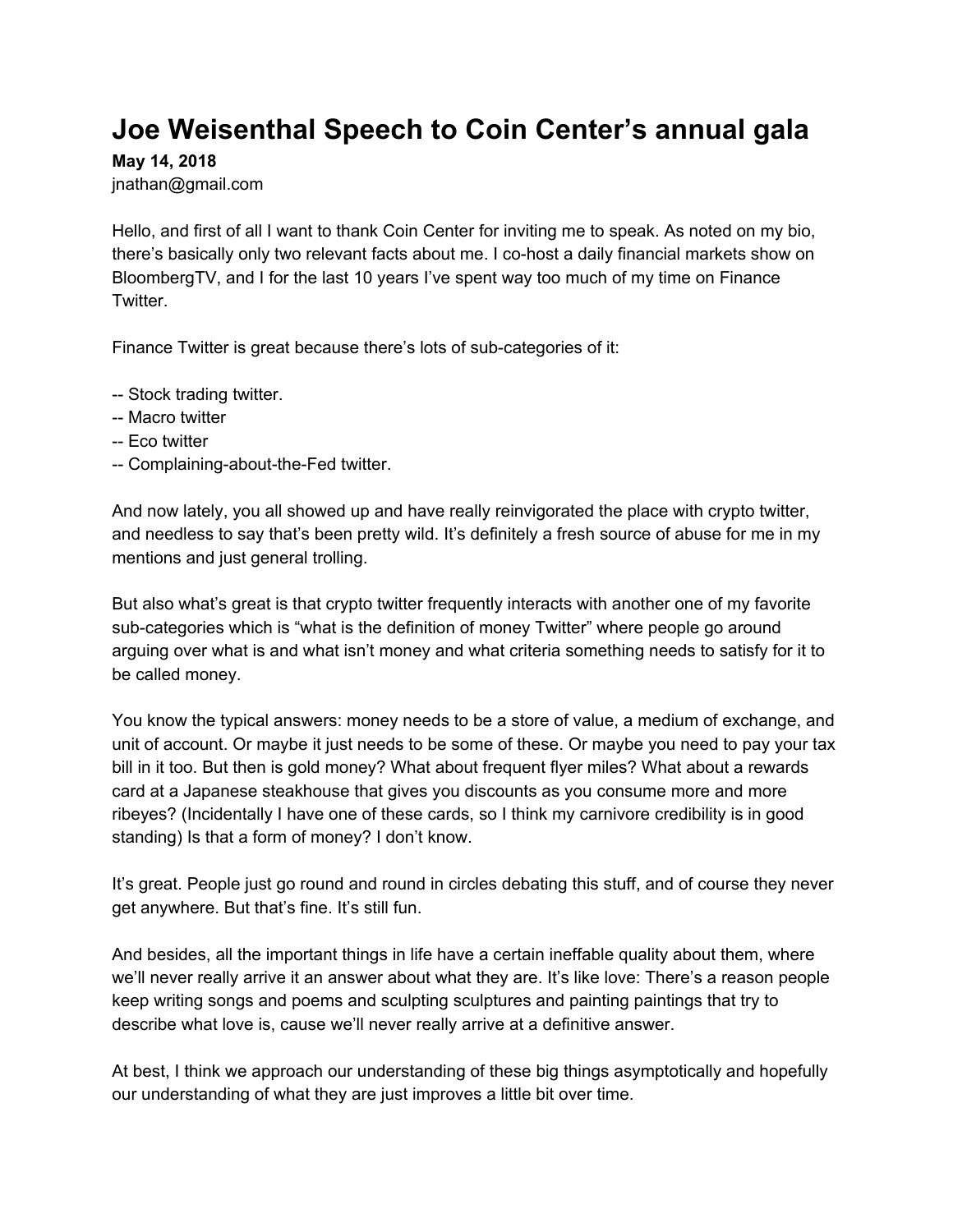# Joe Weisenthal Speech to Coin Center's annual gala

**May 14, 2018**
jnathan@gmail.com

Hello, and first of all I want to thank Coin Center for inviting me to speak. As noted on my bio, there's basically only two relevant facts about me. I co-host a daily financial markets show on BloombergTV, and I for the last 10 years I've spent way too much of my time on Finance Twitter.

Finance Twitter is great because there's lots of sub-categories of it:

-- Stock trading twitter.
-- Macro twitter
-- Eco twitter
-- Complaining-about-the-Fed twitter.

And now lately, you all showed up and have really reinvigorated the place with crypto twitter, and needless to say that's been pretty wild. It's definitely a fresh source of abuse for me in my mentions and just general trolling.

But also what's great is that crypto twitter frequently interacts with another one of my favorite sub-categories which is "what is the definition of money Twitter" where people go around arguing over what is and what isn't money and what criteria something needs to satisfy for it to be called money.

You know the typical answers: money needs to be a store of value, a medium of exchange, and unit of account. Or maybe it just needs to be some of these. Or maybe you need to pay your tax bill in it too. But then is gold money? What about frequent flyer miles? What about a rewards card at a Japanese steakhouse that gives you discounts as you consume more and more ribeyes? (Incidentally I have one of these cards, so I think my carnivore credibility is in good standing) Is that a form of money? I don't know.

It's great. People just go round and round in circles debating this stuff, and of course they never get anywhere. But that's fine. It's still fun.

And besides, all the important things in life have a certain ineffable quality about them, where we'll never really arrive it an answer about what they are. It's like love: There's a reason people keep writing songs and poems and sculpting sculptures and painting paintings that try to describe what love is, cause we'll never really arrive at a definitive answer.

At best, I think we approach our understanding of these big things asymptotically and hopefully our understanding of what they are just improves a little bit over time.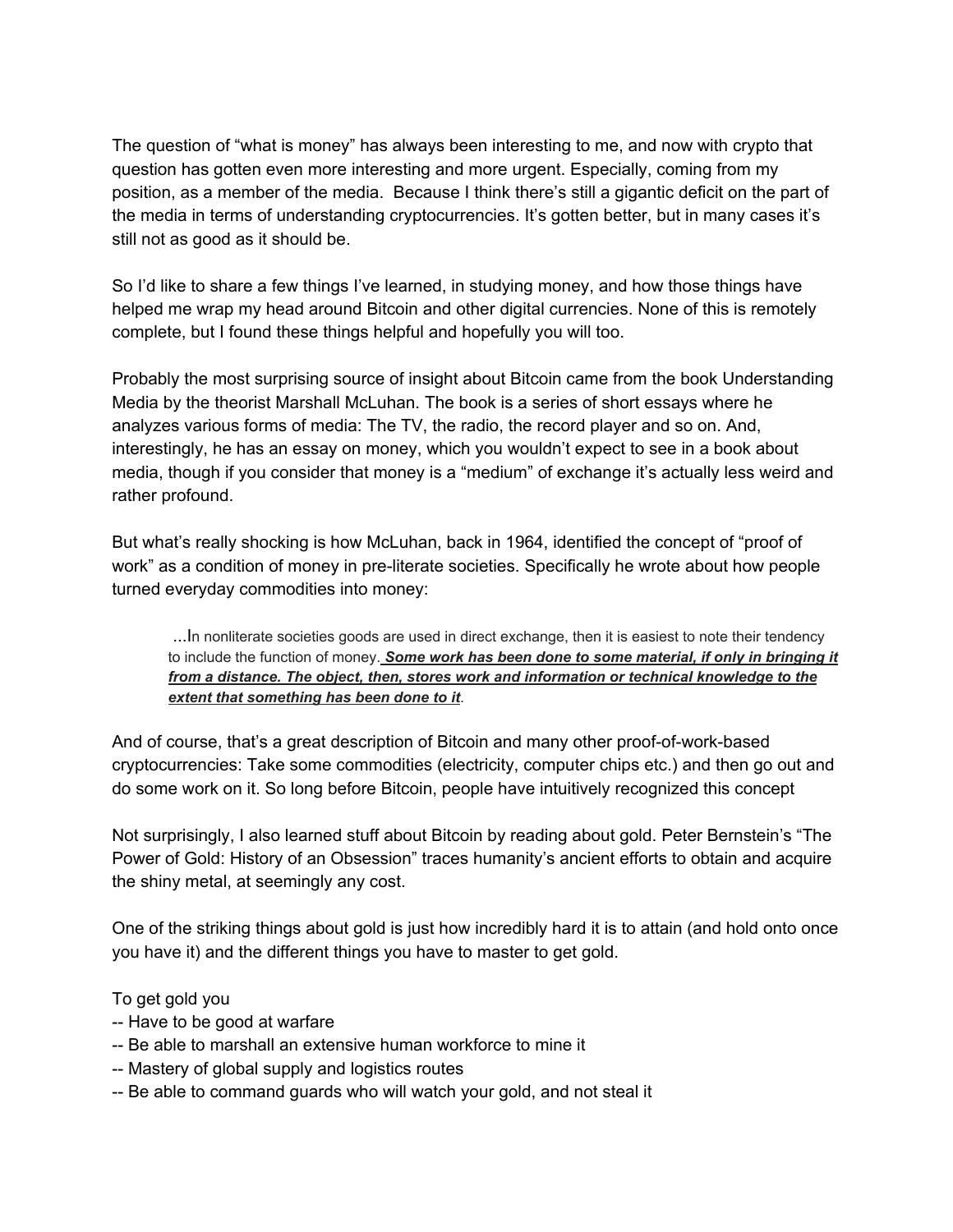The question of "what is money" has always been interesting to me, and now with crypto that question has gotten even more interesting and more urgent. Especially, coming from my position, as a member of the media.  Because I think there's still a gigantic deficit on the part of the media in terms of understanding cryptocurrencies. It's gotten better, but in many cases it's still not as good as it should be.

So I'd like to share a few things I've learned, in studying money, and how those things have helped me wrap my head around Bitcoin and other digital currencies. None of this is remotely complete, but I found these things helpful and hopefully you will too.

Probably the most surprising source of insight about Bitcoin came from the book Understanding Media by the theorist Marshall McLuhan. The book is a series of short essays where he analyzes various forms of media: The TV, the radio, the record player and so on. And, interestingly, he has an essay on money, which you wouldn't expect to see in a book about media, though if you consider that money is a "medium" of exchange it's actually less weird and rather profound.

But what's really shocking is how McLuhan, back in 1964, identified the concept of "proof of work" as a condition of money in pre-literate societies. Specifically he wrote about how people turned everyday commodities into money:

> ...In nonliterate societies goods are used in direct exchange, then it is easiest to note their tendency to include the function of money. ***Some work has been done to some material, if only in bringing it from a distance. The object, then, stores work and information or technical knowledge to the extent that something has been done to it***.

And of course, that's a great description of Bitcoin and many other proof-of-work-based cryptocurrencies: Take some commodities (electricity, computer chips etc.) and then go out and do some work on it. So long before Bitcoin, people have intuitively recognized this concept

Not surprisingly, I also learned stuff about Bitcoin by reading about gold. Peter Bernstein's "The Power of Gold: History of an Obsession" traces humanity's ancient efforts to obtain and acquire the shiny metal, at seemingly any cost.

One of the striking things about gold is just how incredibly hard it is to attain (and hold onto once you have it) and the different things you have to master to get gold.

To get gold you
-- Have to be good at warfare
-- Be able to marshall an extensive human workforce to mine it
-- Mastery of global supply and logistics routes
-- Be able to command guards who will watch your gold, and not steal it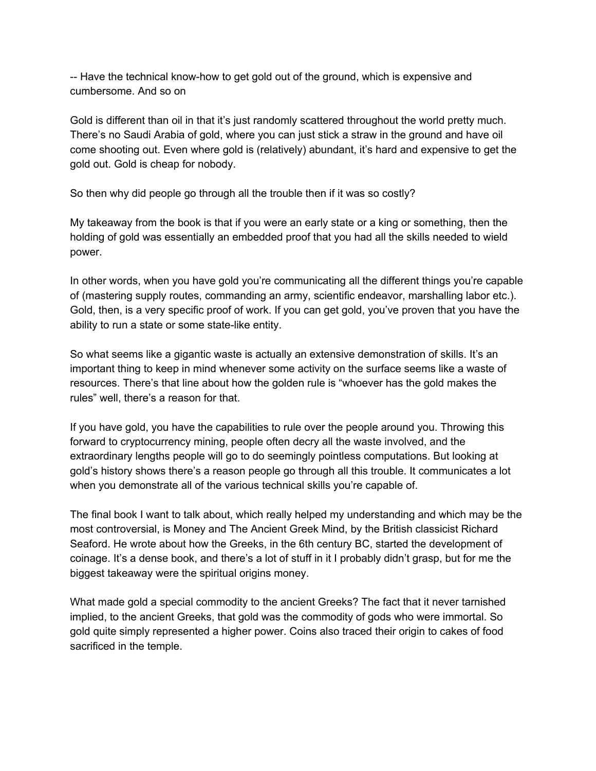-- Have the technical know-how to get gold out of the ground, which is expensive and cumbersome. And so on

Gold is different than oil in that it's just randomly scattered throughout the world pretty much. There's no Saudi Arabia of gold, where you can just stick a straw in the ground and have oil come shooting out. Even where gold is (relatively) abundant, it's hard and expensive to get the gold out. Gold is cheap for nobody.

So then why did people go through all the trouble then if it was so costly?

My takeaway from the book is that if you were an early state or a king or something, then the holding of gold was essentially an embedded proof that you had all the skills needed to wield power.

In other words, when you have gold you're communicating all the different things you're capable of (mastering supply routes, commanding an army, scientific endeavor, marshalling labor etc.). Gold, then, is a very specific proof of work. If you can get gold, you've proven that you have the ability to run a state or some state-like entity.

So what seems like a gigantic waste is actually an extensive demonstration of skills. It's an important thing to keep in mind whenever some activity on the surface seems like a waste of resources. There's that line about how the golden rule is "whoever has the gold makes the rules" well, there's a reason for that.

If you have gold, you have the capabilities to rule over the people around you. Throwing this forward to cryptocurrency mining, people often decry all the waste involved, and the extraordinary lengths people will go to do seemingly pointless computations. But looking at gold's history shows there's a reason people go through all this trouble. It communicates a lot when you demonstrate all of the various technical skills you're capable of.

The final book I want to talk about, which really helped my understanding and which may be the most controversial, is Money and The Ancient Greek Mind, by the British classicist Richard Seaford. He wrote about how the Greeks, in the 6th century BC, started the development of coinage. It's a dense book, and there's a lot of stuff in it I probably didn't grasp, but for me the biggest takeaway were the spiritual origins money.

What made gold a special commodity to the ancient Greeks? The fact that it never tarnished implied, to the ancient Greeks, that gold was the commodity of gods who were immortal. So gold quite simply represented a higher power. Coins also traced their origin to cakes of food sacrificed in the temple.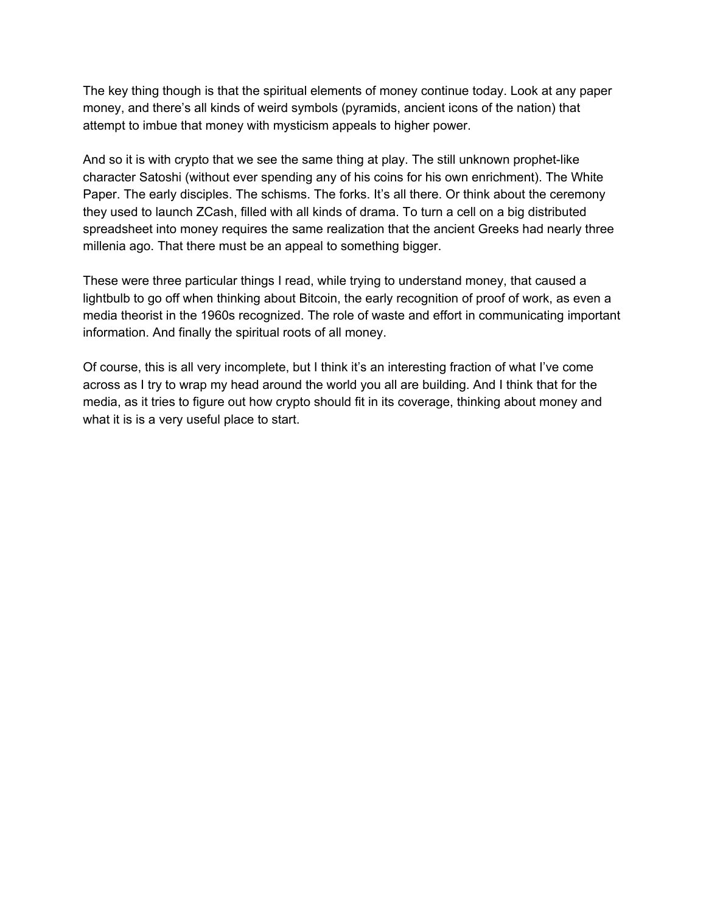The key thing though is that the spiritual elements of money continue today. Look at any paper money, and there's all kinds of weird symbols (pyramids, ancient icons of the nation) that attempt to imbue that money with mysticism appeals to higher power.

And so it is with crypto that we see the same thing at play. The still unknown prophet-like character Satoshi (without ever spending any of his coins for his own enrichment). The White Paper. The early disciples. The schisms. The forks. It's all there. Or think about the ceremony they used to launch ZCash, filled with all kinds of drama. To turn a cell on a big distributed spreadsheet into money requires the same realization that the ancient Greeks had nearly three millenia ago. That there must be an appeal to something bigger.

These were three particular things I read, while trying to understand money, that caused a lightbulb to go off when thinking about Bitcoin, the early recognition of proof of work, as even a media theorist in the 1960s recognized. The role of waste and effort in communicating important information. And finally the spiritual roots of all money.

Of course, this is all very incomplete, but I think it's an interesting fraction of what I've come across as I try to wrap my head around the world you all are building. And I think that for the media, as it tries to figure out how crypto should fit in its coverage, thinking about money and what it is is a very useful place to start.